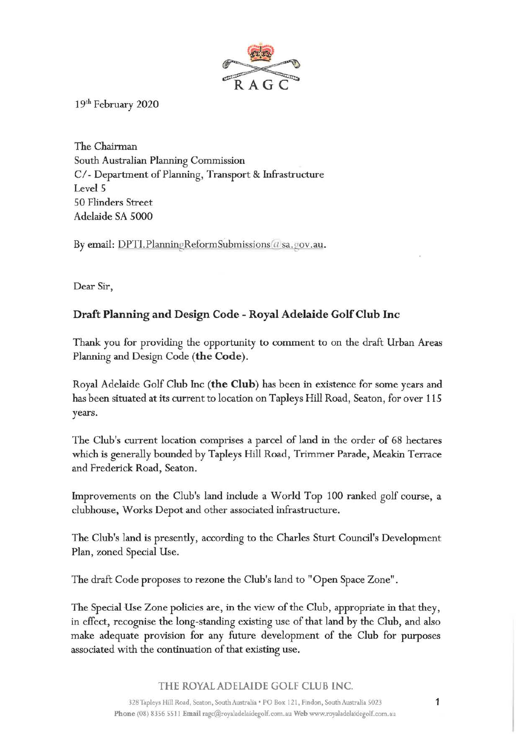RAGC

19th February 2020

The Chairman
South Australian Planning Commission
C/- Department of Planning, Transport & Infrastructure
Level 5
50 Flinders Street
Adelaide SA 5000

By email: DPTI.PlanningReformSubmissions@sa.gov.au.

Dear Sir,

## Draft Planning and Design Code - Royal Adelaide Golf Club Inc

Thank you for providing the opportunity to comment to on the draft Urban Areas Planning and Design Code (**the Code**).

Royal Adelaide Golf Club Inc (**the Club**) has been in existence for some years and has been situated at its current to location on Tapleys Hill Road, Seaton, for over 115 years.

The Club's current location comprises a parcel of land in the order of 68 hectares which is generally bounded by Tapleys Hill Road, Trimmer Parade, Meakin Terrace and Frederick Road, Seaton.

Improvements on the Club's land include a World Top 100 ranked golf course, a clubhouse, Works Depot and other associated infrastructure.

The Club's land is presently, according to the Charles Sturt Council's Development Plan, zoned Special Use.

The draft Code proposes to rezone the Club's land to "Open Space Zone".

The Special Use Zone policies are, in the view of the Club, appropriate in that they, in effect, recognise the long-standing existing use of that land by the Club, and also make adequate provision for any future development of the Club for purposes associated with the continuation of that existing use.

THE ROYAL ADELAIDE GOLF CLUB INC.

328 Tapleys Hill Road, Seaton, South Australia • PO Box 121, Findon, South Australia 5023
**Phone** (08) 8356 5511 **Email** ragc@royaladelaidegolf.com.au **Web** www.royaladelaidegolf.com.au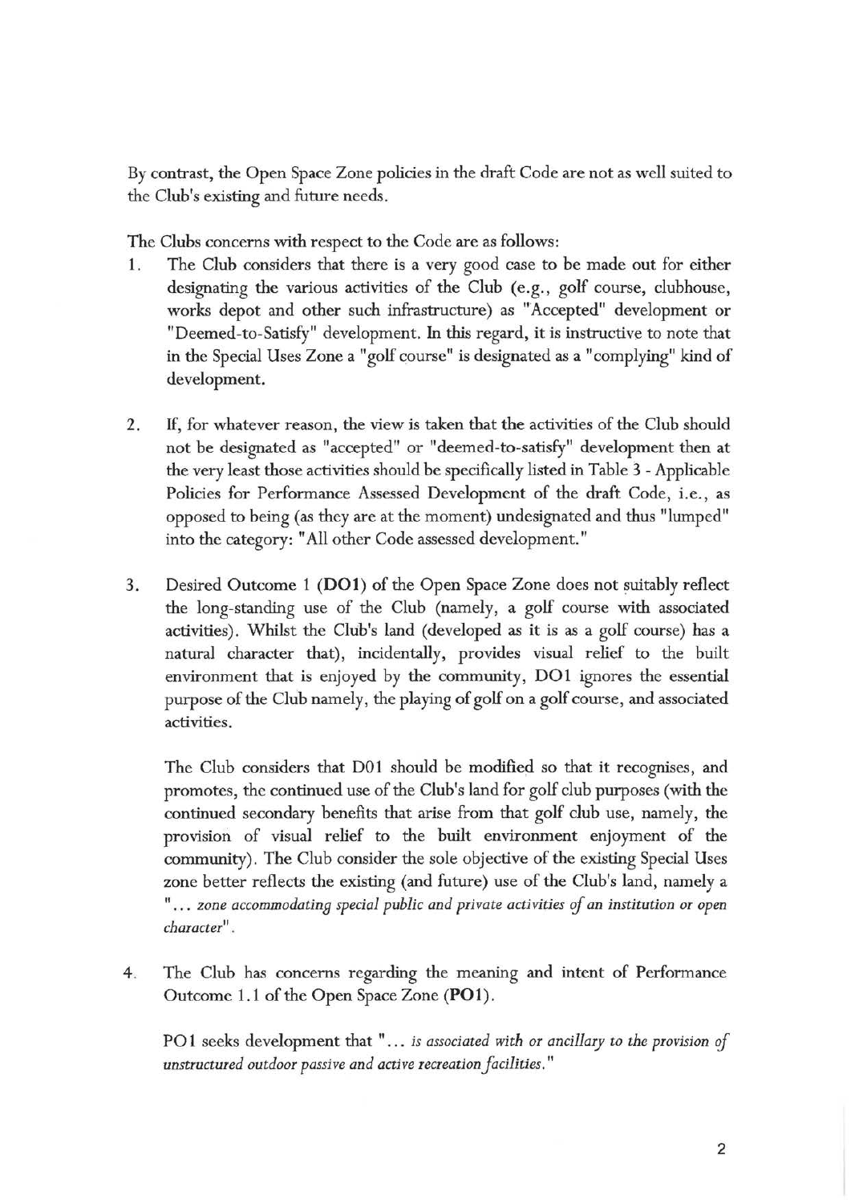By contrast, the Open Space Zone policies in the draft Code are not as well suited to the Club's existing and future needs.

The Clubs concerns with respect to the Code are as follows:

1. The Club considers that there is a very good case to be made out for either designating the various activities of the Club (e.g., golf course, clubhouse, works depot and other such infrastructure) as "Accepted" development or "Deemed-to-Satisfy" development. In this regard, it is instructive to note that in the Special Uses Zone a "golf course" is designated as a "complying" kind of development.

2. If, for whatever reason, the view is taken that the activities of the Club should not be designated as "accepted" or "deemed-to-satisfy" development then at the very least those activities should be specifically listed in Table 3 - Applicable Policies for Performance Assessed Development of the draft Code, i.e., as opposed to being (as they are at the moment) undesignated and thus "lumped" into the category: "All other Code assessed development."

3. Desired Outcome 1 (**DO1**) of the Open Space Zone does not suitably reflect the long-standing use of the Club (namely, a golf course with associated activities). Whilst the Club's land (developed as it is as a golf course) has a natural character that), incidentally, provides visual relief to the built environment that is enjoyed by the community, DO1 ignores the essential purpose of the Club namely, the playing of golf on a golf course, and associated activities.

   The Club considers that D01 should be modified so that it recognises, and promotes, the continued use of the Club's land for golf club purposes (with the continued secondary benefits that arise from that golf club use, namely, the provision of visual relief to the built environment enjoyment of the community). The Club consider the sole objective of the existing Special Uses zone better reflects the existing (and future) use of the Club's land, namely a "*... zone accommodating special public and private activities of an institution or open character*".

4. The Club has concerns regarding the meaning and intent of Performance Outcome 1.1 of the Open Space Zone (**PO1**).

   PO1 seeks development that "*... is associated with or ancillary to the provision of unstructured outdoor passive and active recreation facilities.*"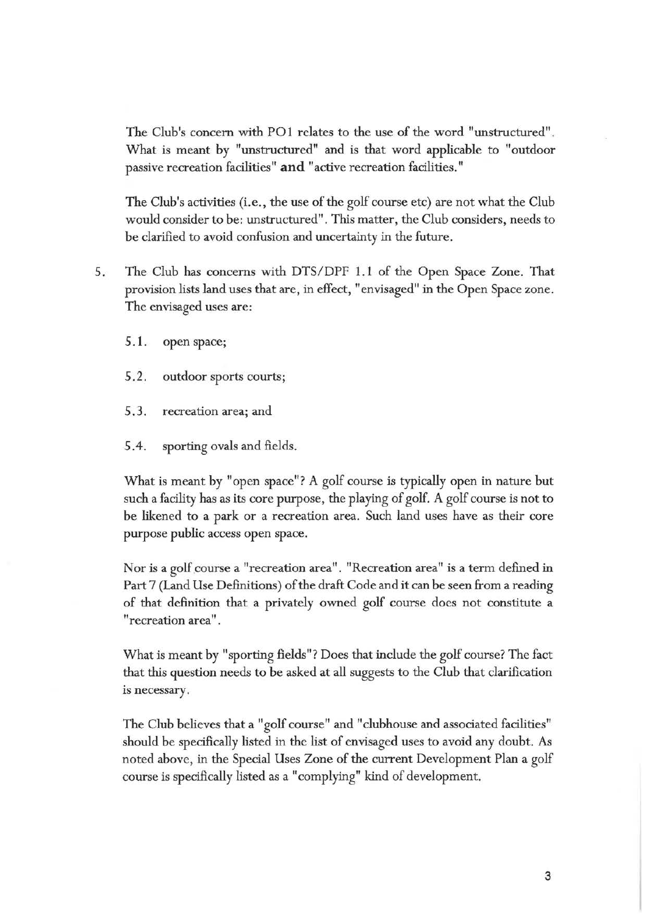The Club's concern with PO1 relates to the use of the word "unstructured". What is meant by "unstructured" and is that word applicable to "outdoor passive recreation facilities" **and** "active recreation facilities."

The Club's activities (i.e., the use of the golf course etc) are not what the Club would consider to be: unstructured". This matter, the Club considers, needs to be clarified to avoid confusion and uncertainty in the future.

5. The Club has concerns with DTS/DPF 1.1 of the Open Space Zone. That provision lists land uses that are, in effect, "envisaged" in the Open Space zone. The envisaged uses are:

   5.1. open space;

   5.2. outdoor sports courts;

   5.3. recreation area; and

   5.4. sporting ovals and fields.

   What is meant by "open space"? A golf course is typically open in nature but such a facility has as its core purpose, the playing of golf. A golf course is not to be likened to a park or a recreation area. Such land uses have as their core purpose public access open space.

   Nor is a golf course a "recreation area". "Recreation area" is a term defined in Part 7 (Land Use Definitions) of the draft Code and it can be seen from a reading of that definition that a privately owned golf course does not constitute a "recreation area".

   What is meant by "sporting fields"? Does that include the golf course? The fact that this question needs to be asked at all suggests to the Club that clarification is necessary.

   The Club believes that a "golf course" and "clubhouse and associated facilities" should be specifically listed in the list of envisaged uses to avoid any doubt. As noted above, in the Special Uses Zone of the current Development Plan a golf course is specifically listed as a "complying" kind of development.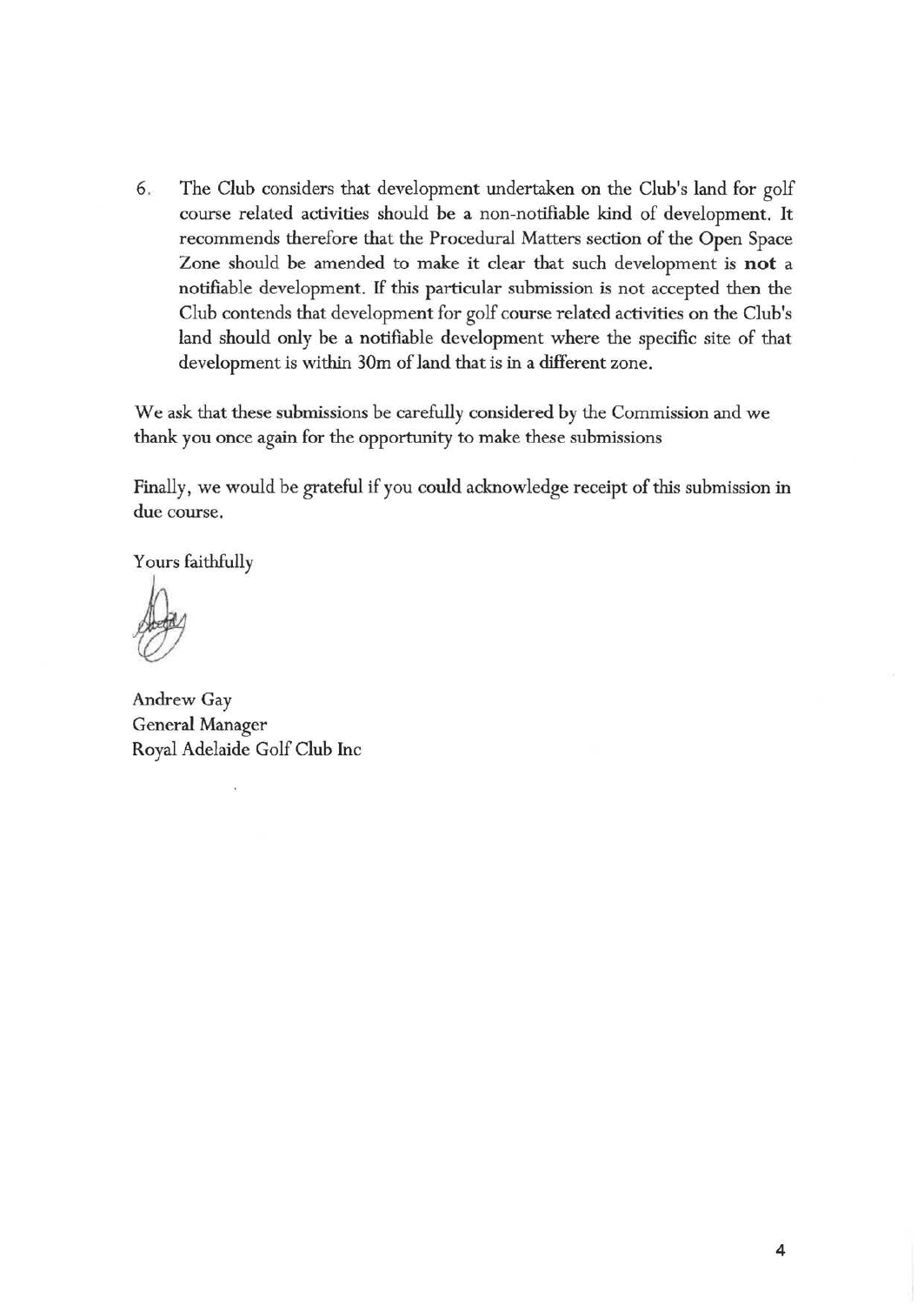6. The Club considers that development undertaken on the Club's land for golf course related activities should be a non-notifiable kind of development. It recommends therefore that the Procedural Matters section of the Open Space Zone should be amended to make it clear that such development is **not** a notifiable development. If this particular submission is not accepted then the Club contends that development for golf course related activities on the Club's land should only be a notifiable development where the specific site of that development is within 30m of land that is in a different zone.

We ask that these submissions be carefully considered by the Commission and we thank you once again for the opportunity to make these submissions

Finally, we would be grateful if you could acknowledge receipt of this submission in due course.

Yours faithfully

Andrew Gay
General Manager
Royal Adelaide Golf Club Inc